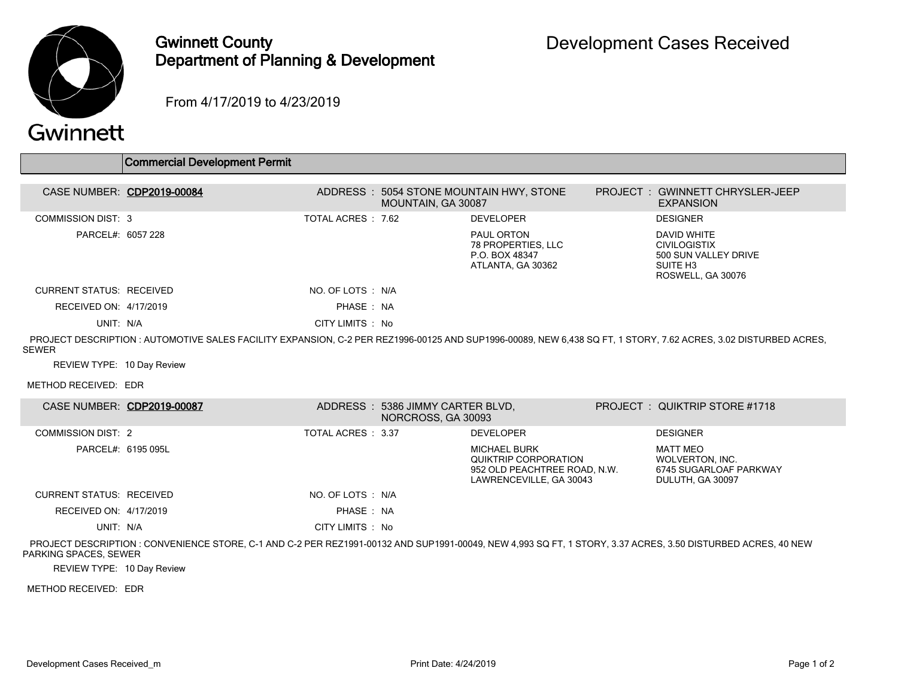# Gwinnett County Department of Planning & Development

## Development Cases Received

From 4/17/2019 to 4/23/2019

### Commercial Development Permit

| | | | |
|---|---|---|---|
| **CASE NUMBER:** CDP2019-00084 | **ADDRESS :** 5054 STONE MOUNTAIN HWY, STONE MOUNTAIN, GA 30087 | | **PROJECT :** GWINNETT CHRYSLER-JEEP EXPANSION |
| COMMISSION DIST: 3 | TOTAL ACRES : 7.62 | DEVELOPER | DESIGNER |
| PARCEL#: 6057 228 | | PAUL ORTON<br>78 PROPERTIES, LLC<br>P.O. BOX 48347<br>ATLANTA, GA 30362 | DAVID WHITE<br>CIVILOGISTIX<br>500 SUN VALLEY DRIVE<br>SUITE H3<br>ROSWELL, GA 30076 |
| CURRENT STATUS: RECEIVED | NO. OF LOTS : N/A | | |
| RECEIVED ON: 4/17/2019 | PHASE : NA | | |
| UNIT: N/A | CITY LIMITS : No | | |

PROJECT DESCRIPTION : AUTOMOTIVE SALES FACILITY EXPANSION, C-2 PER REZ1996-00125 AND SUP1996-00089, NEW 6,438 SQ FT, 1 STORY, 7.62 ACRES, 3.02 DISTURBED ACRES, SEWER

REVIEW TYPE: 10 Day Review

METHOD RECEIVED: EDR

| | | | |
|---|---|---|---|
| **CASE NUMBER:** CDP2019-00087 | **ADDRESS :** 5386 JIMMY CARTER BLVD, NORCROSS, GA 30093 | | **PROJECT :** QUIKTRIP STORE #1718 |
| COMMISSION DIST: 2 | TOTAL ACRES : 3.37 | DEVELOPER | DESIGNER |
| PARCEL#: 6195 095L | | MICHAEL BURK<br>QUIKTRIP CORPORATION<br>952 OLD PEACHTREE ROAD, N.W.<br>LAWRENCEVILLE, GA 30043 | MATT MEO<br>WOLVERTON, INC.<br>6745 SUGARLOAF PARKWAY<br>DULUTH, GA 30097 |
| CURRENT STATUS: RECEIVED | NO. OF LOTS : N/A | | |
| RECEIVED ON: 4/17/2019 | PHASE : NA | | |
| UNIT: N/A | CITY LIMITS : No | | |

PROJECT DESCRIPTION : CONVENIENCE STORE, C-1 AND C-2 PER REZ1991-00132 AND SUP1991-00049, NEW 4,993 SQ FT, 1 STORY, 3.37 ACRES, 3.50 DISTURBED ACRES, 40 NEW PARKING SPACES, SEWER

REVIEW TYPE: 10 Day Review

METHOD RECEIVED: EDR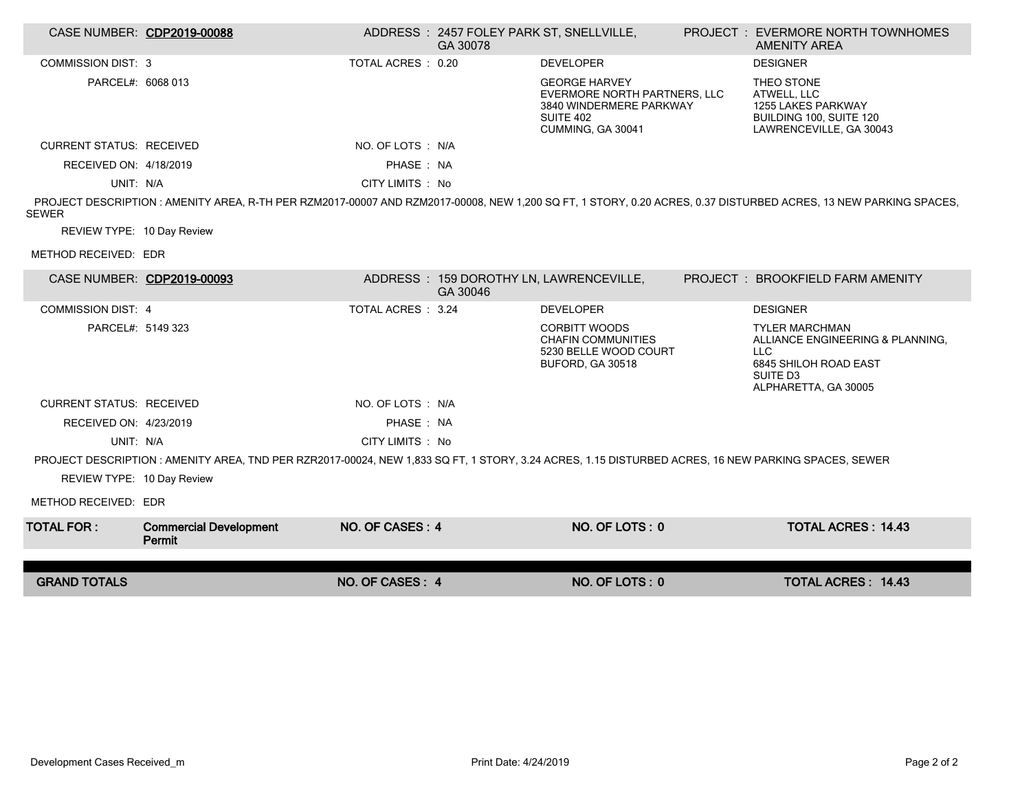| CASE NUMBER: **CDP2019-00088** | ADDRESS : 2457 FOLEY PARK ST, SNELLVILLE, GA 30078 | PROJECT : EVERMORE NORTH TOWNHOMES AMENITY AREA |
|---|---|---|

| | | DEVELOPER | DESIGNER |
|---|---|---|---|
| COMMISSION DIST: 3 | TOTAL ACRES : 0.20 | GEORGE HARVEY<br>EVERMORE NORTH PARTNERS, LLC<br>3840 WINDERMERE PARKWAY<br>SUITE 402<br>CUMMING, GA 30041 | THEO STONE<br>ATWELL, LLC<br>1255 LAKES PARKWAY<br>BUILDING 100, SUITE 120<br>LAWRENCEVILLE, GA 30043 |
| PARCEL#: 6068 013 | | | |
| CURRENT STATUS: RECEIVED | NO. OF LOTS : N/A | | |
| RECEIVED ON: 4/18/2019 | PHASE : NA | | |
| UNIT: N/A | CITY LIMITS : No | | |

PROJECT DESCRIPTION : AMENITY AREA, R-TH PER RZM2017-00007 AND RZM2017-00008, NEW 1,200 SQ FT, 1 STORY, 0.20 ACRES, 0.37 DISTURBED ACRES, 13 NEW PARKING SPACES, SEWER

REVIEW TYPE: 10 Day Review

METHOD RECEIVED: EDR

| CASE NUMBER: **CDP2019-00093** | ADDRESS : 159 DOROTHY LN, LAWRENCEVILLE, GA 30046 | PROJECT : BROOKFIELD FARM AMENITY |
|---|---|---|

| | | DEVELOPER | DESIGNER |
|---|---|---|---|
| COMMISSION DIST: 4 | TOTAL ACRES : 3.24 | CORBITT WOODS<br>CHAFIN COMMUNITIES<br>5230 BELLE WOOD COURT<br>BUFORD, GA 30518 | TYLER MARCHMAN<br>ALLIANCE ENGINEERING & PLANNING, LLC<br>6845 SHILOH ROAD EAST<br>SUITE D3<br>ALPHARETTA, GA 30005 |
| PARCEL#: 5149 323 | | | |
| CURRENT STATUS: RECEIVED | NO. OF LOTS : N/A | | |
| RECEIVED ON: 4/23/2019 | PHASE : NA | | |
| UNIT: N/A | CITY LIMITS : No | | |

PROJECT DESCRIPTION : AMENITY AREA, TND PER RZR2017-00024, NEW 1,833 SQ FT, 1 STORY, 3.24 ACRES, 1.15 DISTURBED ACRES, 16 NEW PARKING SPACES, SEWER

REVIEW TYPE: 10 Day Review

METHOD RECEIVED: EDR

| **TOTAL FOR :** | **Commercial Development Permit** | **NO. OF CASES : 4** | **NO. OF LOTS : 0** | **TOTAL ACRES : 14.43** |
|---|---|---|---|---|
| **GRAND TOTALS** | | **NO. OF CASES : 4** | **NO. OF LOTS : 0** | **TOTAL ACRES : 14.43** |

Development Cases Received_m

Print Date: 4/24/2019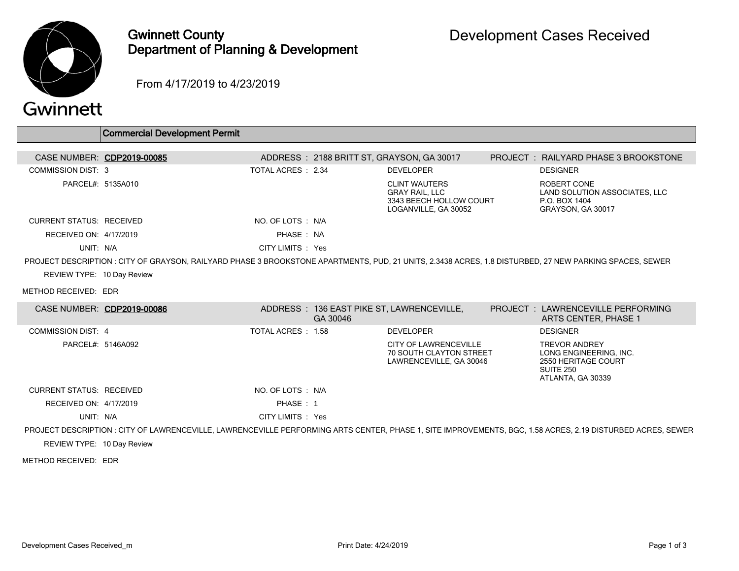# Gwinnett County Department of Planning & Development

## Development Cases Received

From 4/17/2019 to 4/23/2019

## Commercial Development Permit

**CASE NUMBER:** CDP2019-00085
**ADDRESS:** 2188 BRITT ST, GRAYSON, GA 30017
**PROJECT:** RAILYARD PHASE 3 BROOKSTONE

COMMISSION DIST: 3
TOTAL ACRES: 2.34
PARCEL#: 5135A010

**DEVELOPER**
CLINT WAUTERS
GRAY RAIL, LLC
3343 BEECH HOLLOW COURT
LOGANVILLE, GA 30052

**DESIGNER**
ROBERT CONE
LAND SOLUTION ASSOCIATES, LLC
P.O. BOX 1404
GRAYSON, GA 30017

CURRENT STATUS: RECEIVED
NO. OF LOTS: N/A
RECEIVED ON: 4/17/2019
PHASE: NA
UNIT: N/A
CITY LIMITS: Yes

PROJECT DESCRIPTION: CITY OF GRAYSON, RAILYARD PHASE 3 BROOKSTONE APARTMENTS, PUD, 21 UNITS, 2.3438 ACRES, 1.8 DISTURBED, 27 NEW PARKING SPACES, SEWER

REVIEW TYPE: 10 Day Review

METHOD RECEIVED: EDR

---

**CASE NUMBER:** CDP2019-00086
**ADDRESS:** 136 EAST PIKE ST, LAWRENCEVILLE, GA 30046
**PROJECT:** LAWRENCEVILLE PERFORMING ARTS CENTER, PHASE 1

COMMISSION DIST: 4
TOTAL ACRES: 1.58
PARCEL#: 5146A092

**DEVELOPER**
CITY OF LAWRENCEVILLE
70 SOUTH CLAYTON STREET
LAWRENCEVILLE, GA 30046

**DESIGNER**
TREVOR ANDREY
LONG ENGINEERING, INC.
2550 HERITAGE COURT
SUITE 250
ATLANTA, GA 30339

CURRENT STATUS: RECEIVED
NO. OF LOTS: N/A
RECEIVED ON: 4/17/2019
PHASE: 1
UNIT: N/A
CITY LIMITS: Yes

PROJECT DESCRIPTION: CITY OF LAWRENCEVILLE, LAWRENCEVILLE PERFORMING ARTS CENTER, PHASE 1, SITE IMPROVEMENTS, BGC, 1.58 ACRES, 2.19 DISTURBED ACRES, SEWER

REVIEW TYPE: 10 Day Review

METHOD RECEIVED: EDR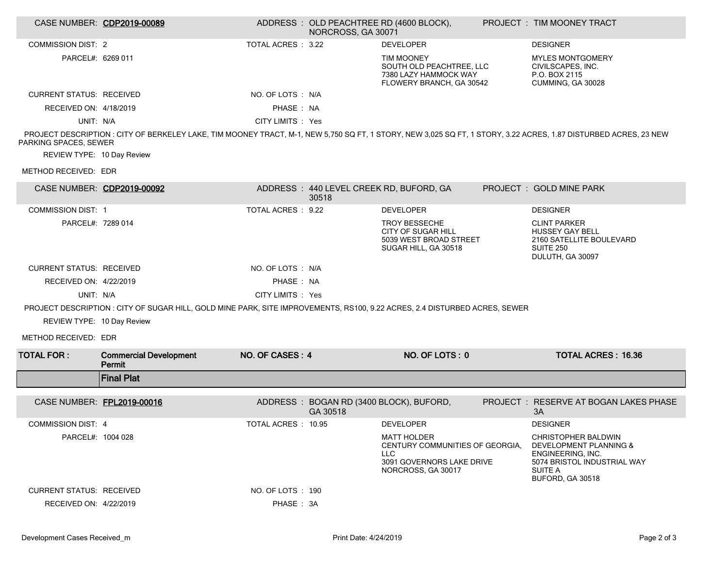**CASE NUMBER:** CDP2019-00089 | **ADDRESS:** OLD PEACHTREE RD (4600 BLOCK), NORCROSS, GA 30071 | **PROJECT:** TIM MOONEY TRACT

COMMISSION DIST: 2

PARCEL#: 6269 011

TOTAL ACRES : 3.22

DEVELOPER:
TIM MOONEY
SOUTH OLD PEACHTREE, LLC
7380 LAZY HAMMOCK WAY
FLOWERY BRANCH, GA 30542

DESIGNER:
MYLES MONTGOMERY
CIVILSCAPES, INC.
P.O. BOX 2115
CUMMING, GA 30028

CURRENT STATUS: RECEIVED

NO. OF LOTS : N/A

RECEIVED ON: 4/18/2019

PHASE : NA

UNIT: N/A

CITY LIMITS : Yes

PROJECT DESCRIPTION : CITY OF BERKELEY LAKE, TIM MOONEY TRACT, M-1, NEW 5,750 SQ FT, 1 STORY, NEW 3,025 SQ FT, 1 STORY, 3.22 ACRES, 1.87 DISTURBED ACRES, 23 NEW PARKING SPACES, SEWER

REVIEW TYPE: 10 Day Review

METHOD RECEIVED: EDR

---

**CASE NUMBER:** CDP2019-00092 | **ADDRESS:** 440 LEVEL CREEK RD, BUFORD, GA 30518 | **PROJECT:** GOLD MINE PARK

COMMISSION DIST: 1

PARCEL#: 7289 014

TOTAL ACRES : 9.22

DEVELOPER:
TROY BESSECHE
CITY OF SUGAR HILL
5039 WEST BROAD STREET
SUGAR HILL, GA 30518

DESIGNER:
CLINT PARKER
HUSSEY GAY BELL
2160 SATELLITE BOULEVARD
SUITE 250
DULUTH, GA 30097

CURRENT STATUS: RECEIVED

NO. OF LOTS : N/A

RECEIVED ON: 4/22/2019

PHASE : NA

UNIT: N/A

CITY LIMITS : Yes

PROJECT DESCRIPTION : CITY OF SUGAR HILL, GOLD MINE PARK, SITE IMPROVEMENTS, RS100, 9.22 ACRES, 2.4 DISTURBED ACRES, SEWER

REVIEW TYPE: 10 Day Review

METHOD RECEIVED: EDR

---

| TOTAL FOR : | Commercial Development Permit | NO. OF CASES : 4 | NO. OF LOTS : 0 | TOTAL ACRES : 16.36 |
|---|---|---|---|---|

## Final Plat

**CASE NUMBER:** FPL2019-00016 | **ADDRESS:** BOGAN RD (3400 BLOCK), BUFORD, GA 30518 | **PROJECT:** RESERVE AT BOGAN LAKES PHASE 3A

COMMISSION DIST: 4

PARCEL#: 1004 028

TOTAL ACRES : 10.95

DEVELOPER:
MATT HOLDER
CENTURY COMMUNITIES OF GEORGIA, LLC
3091 GOVERNORS LAKE DRIVE
NORCROSS, GA 30017

DESIGNER:
CHRISTOPHER BALDWIN
DEVELOPMENT PLANNING & ENGINEERING, INC.
5074 BRISTOL INDUSTRIAL WAY
SUITE A
BUFORD, GA 30518

CURRENT STATUS: RECEIVED

NO. OF LOTS : 190

RECEIVED ON: 4/22/2019

PHASE : 3A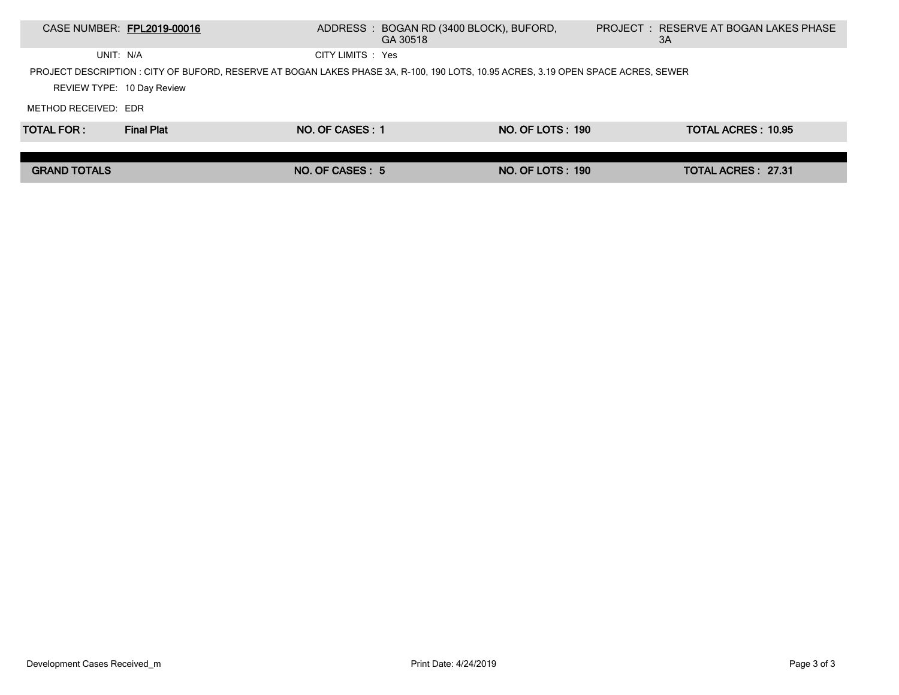| | | | | | |
|---|---|---|---|---|---|
| CASE NUMBER: | **FPL2019-00016** | ADDRESS : | BOGAN RD (3400 BLOCK), BUFORD, GA 30518 | PROJECT : | RESERVE AT BOGAN LAKES PHASE 3A |
| UNIT: | N/A | CITY LIMITS : | Yes | | |

PROJECT DESCRIPTION : CITY OF BUFORD, RESERVE AT BOGAN LAKES PHASE 3A, R-100, 190 LOTS, 10.95 ACRES, 3.19 OPEN SPACE ACRES, SEWER

REVIEW TYPE: 10 Day Review

METHOD RECEIVED: EDR

| | | | | |
|---|---|---|---|---|
| **TOTAL FOR :** | **Final Plat** | **NO. OF CASES : 1** | **NO. OF LOTS : 190** | **TOTAL ACRES : 10.95** |
| **GRAND TOTALS** | | **NO. OF CASES : 5** | **NO. OF LOTS : 190** | **TOTAL ACRES : 27.31** |

Development Cases Received_m

Print Date: 4/24/2019